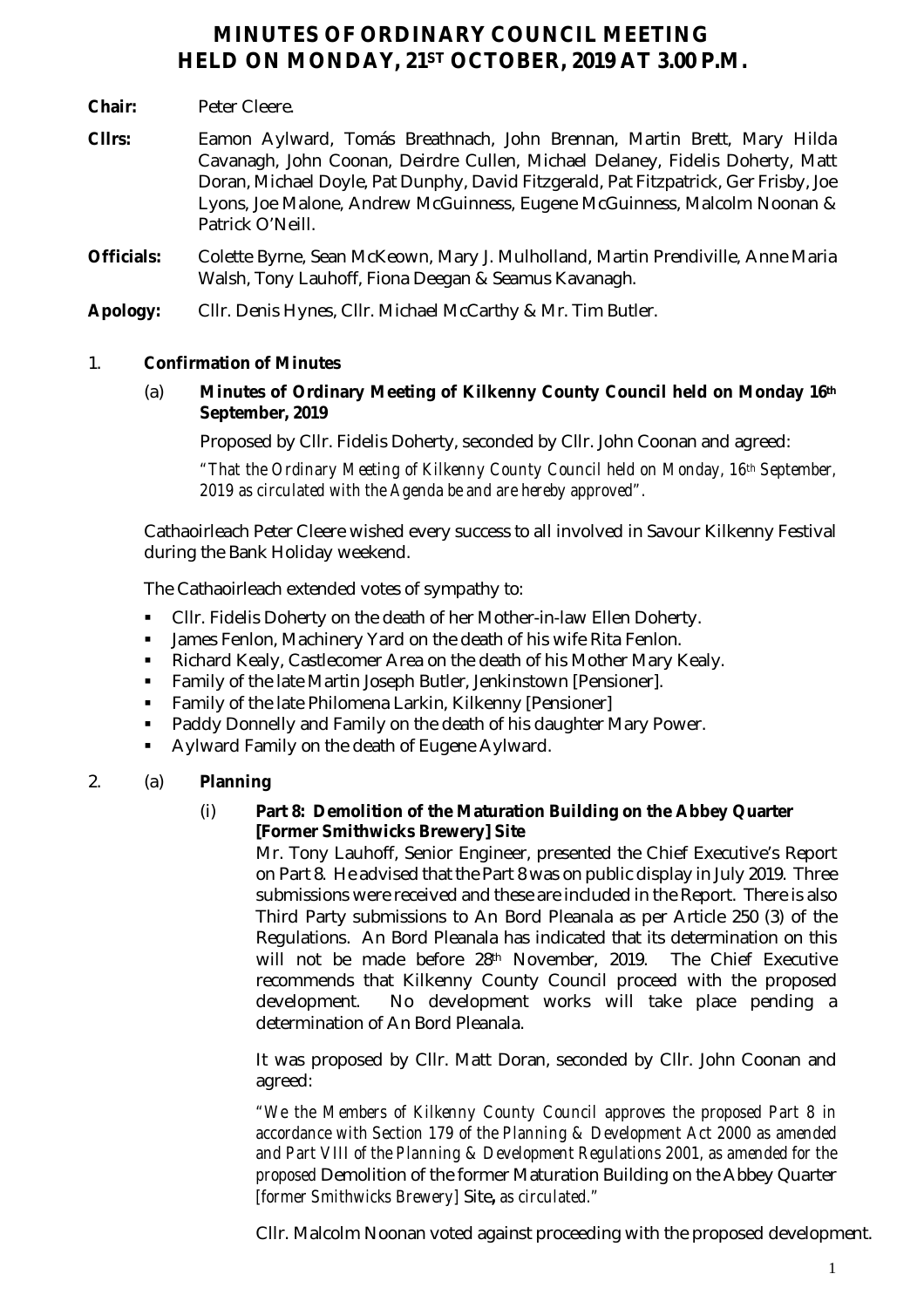# MINUTES OF ORDINARY COUNCIL MEETING HELD ON MONDAY, 21ST OCTOBER, 2019 AT 3.00 P.M.

**Chair:** Peter Cleere.

**Cllrs:** Eamon Aylward, Tomás Breathnach, John Brennan, Martin Brett, Mary Hilda Cavanagh, John Coonan, Deirdre Cullen, Michael Delaney, Fidelis Doherty, Matt Doran, Michael Doyle, Pat Dunphy, David Fitzgerald, Pat Fitzpatrick, Ger Frisby, Joe Lyons, Joe Malone, Andrew McGuinness, Eugene McGuinness, Malcolm Noonan & Patrick O'Neill.

**Officials:** Colette Byrne, Sean McKeown, Mary J. Mulholland, Martin Prendiville, Anne Maria Walsh, Tony Lauhoff, Fiona Deegan & Seamus Kavanagh.

**Apology:** Cllr. Denis Hynes, Cllr. Michael McCarthy & Mr. Tim Butler.

1. **Confirmation of Minutes**

   (a) **Minutes of Ordinary Meeting of Kilkenny County Council held on Monday 16th September, 2019**

   Proposed by Cllr. Fidelis Doherty, seconded by Cllr. John Coonan and agreed:

   *"That the Ordinary Meeting of Kilkenny County Council held on Monday, 16th September, 2019 as circulated with the Agenda be and are hereby approved".*

   Cathaoirleach Peter Cleere wished every success to all involved in Savour Kilkenny Festival during the Bank Holiday weekend.

   The Cathaoirleach extended votes of sympathy to:

   - Cllr. Fidelis Doherty on the death of her Mother-in-law Ellen Doherty.
   - James Fenlon, Machinery Yard on the death of his wife Rita Fenlon.
   - Richard Kealy, Castlecomer Area on the death of his Mother Mary Kealy.
   - Family of the late Martin Joseph Butler, Jenkinstown [Pensioner].
   - Family of the late Philomena Larkin, Kilkenny [Pensioner]
   - Paddy Donnelly and Family on the death of his daughter Mary Power.
   - Aylward Family on the death of Eugene Aylward.

2. (a) **Planning**

   (i) **Part 8: Demolition of the Maturation Building on the Abbey Quarter [Former Smithwicks Brewery] Site**

   Mr. Tony Lauhoff, Senior Engineer, presented the Chief Executive's Report on Part 8. He advised that the Part 8 was on public display in July 2019. Three submissions were received and these are included in the Report. There is also Third Party submissions to An Bord Pleanala as per Article 250 (3) of the Regulations. An Bord Pleanala has indicated that its determination on this will not be made before 28th November, 2019. The Chief Executive recommends that Kilkenny County Council proceed with the proposed development. No development works will take place pending a determination of An Bord Pleanala.

   It was proposed by Cllr. Matt Doran, seconded by Cllr. John Coonan and agreed:

   *"We the Members of Kilkenny County Council approves the proposed Part 8 in accordance with Section 179 of the Planning & Development Act 2000 as amended and Part VIII of the Planning & Development Regulations 2001, as amended for the proposed* Demolition of the former Maturation Building on the Abbey Quarter *[former Smithwicks Brewery]* Site**,** *as circulated."*

   Cllr. Malcolm Noonan voted against proceeding with the proposed development.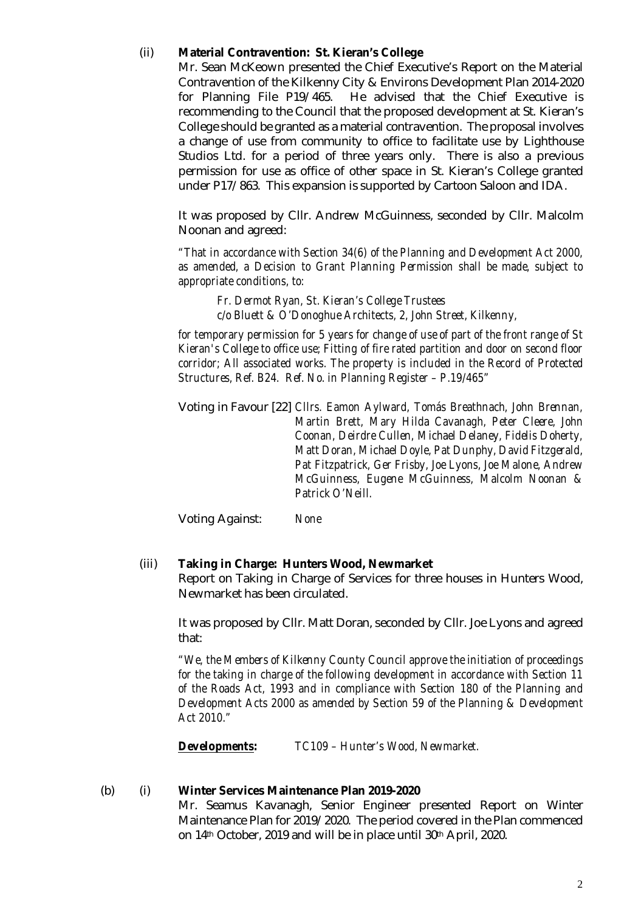(ii) **Material Contravention: St. Kieran's College**

Mr. Sean McKeown presented the Chief Executive's Report on the Material Contravention of the Kilkenny City & Environs Development Plan 2014-2020 for Planning File P19/465. He advised that the Chief Executive is recommending to the Council that the proposed development at St. Kieran's College should be granted as a material contravention. The proposal involves a change of use from community to office to facilitate use by Lighthouse Studios Ltd. for a period of three years only. There is also a previous permission for use as office of other space in St. Kieran's College granted under P17/863. This expansion is supported by Cartoon Saloon and IDA.

It was proposed by Cllr. Andrew McGuinness, seconded by Cllr. Malcolm Noonan and agreed:

*"That in accordance with Section 34(6) of the Planning and Development Act 2000, as amended, a Decision to Grant Planning Permission shall be made, subject to appropriate conditions, to:*

*Fr. Dermot Ryan, St. Kieran's College Trustees*
*c/o Bluett & O'Donoghue Architects, 2, John Street, Kilkenny,*

*for temporary permission for 5 years for change of use of part of the front range of St Kieran's College to office use; Fitting of fire rated partition and door on second floor corridor; All associated works. The property is included in the Record of Protected Structures, Ref. B24. Ref. No. in Planning Register – P.19/465"*

Voting in Favour [22] *Cllrs. Eamon Aylward, Tomás Breathnach, John Brennan, Martin Brett, Mary Hilda Cavanagh, Peter Cleere, John Coonan, Deirdre Cullen, Michael Delaney, Fidelis Doherty, Matt Doran, Michael Doyle, Pat Dunphy, David Fitzgerald, Pat Fitzpatrick, Ger Frisby, Joe Lyons, Joe Malone, Andrew McGuinness, Eugene McGuinness, Malcolm Noonan & Patrick O'Neill.*

Voting Against: *None*

(iii) **Taking in Charge: Hunters Wood, Newmarket**

Report on Taking in Charge of Services for three houses in Hunters Wood, Newmarket has been circulated.

It was proposed by Cllr. Matt Doran, seconded by Cllr. Joe Lyons and agreed that:

*"We, the Members of Kilkenny County Council approve the initiation of proceedings for the taking in charge of the following development in accordance with Section 11 of the Roads Act, 1993 and in compliance with Section 180 of the Planning and Development Acts 2000 as amended by Section 59 of the Planning & Development Act 2010."*

**Developments:** *TC109 – Hunter's Wood, Newmarket.*

(b) (i) **Winter Services Maintenance Plan 2019-2020**

Mr. Seamus Kavanagh, Senior Engineer presented Report on Winter Maintenance Plan for 2019/2020. The period covered in the Plan commenced on 14th October, 2019 and will be in place until 30th April, 2020.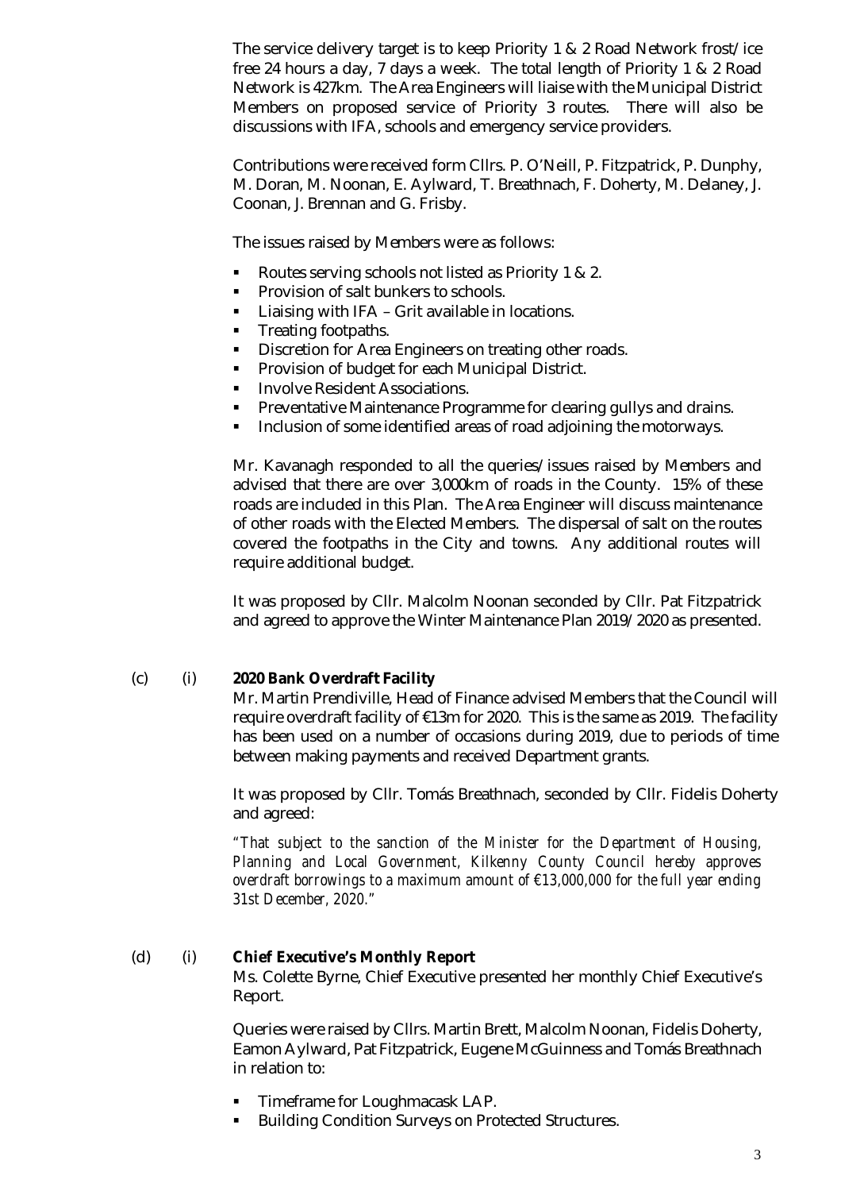The service delivery target is to keep Priority 1 & 2 Road Network frost/ice free 24 hours a day, 7 days a week. The total length of Priority 1 & 2 Road Network is 427km. The Area Engineers will liaise with the Municipal District Members on proposed service of Priority 3 routes. There will also be discussions with IFA, schools and emergency service providers.

Contributions were received form Cllrs. P. O'Neill, P. Fitzpatrick, P. Dunphy, M. Doran, M. Noonan, E. Aylward, T. Breathnach, F. Doherty, M. Delaney, J. Coonan, J. Brennan and G. Frisby.

The issues raised by Members were as follows:

- Routes serving schools not listed as Priority 1 & 2.
- Provision of salt bunkers to schools.
- Liaising with IFA – Grit available in locations.
- Treating footpaths.
- Discretion for Area Engineers on treating other roads.
- Provision of budget for each Municipal District.
- Involve Resident Associations.
- Preventative Maintenance Programme for clearing gullys and drains.
- Inclusion of some identified areas of road adjoining the motorways.

Mr. Kavanagh responded to all the queries/issues raised by Members and advised that there are over 3,000km of roads in the County. 15% of these roads are included in this Plan. The Area Engineer will discuss maintenance of other roads with the Elected Members. The dispersal of salt on the routes covered the footpaths in the City and towns. Any additional routes will require additional budget.

It was proposed by Cllr. Malcolm Noonan seconded by Cllr. Pat Fitzpatrick and agreed to approve the Winter Maintenance Plan 2019/2020 as presented.

(c) (i) **2020 Bank Overdraft Facility**

Mr. Martin Prendiville, Head of Finance advised Members that the Council will require overdraft facility of €13m for 2020. This is the same as 2019. The facility has been used on a number of occasions during 2019, due to periods of time between making payments and received Department grants.

It was proposed by Cllr. Tomás Breathnach, seconded by Cllr. Fidelis Doherty and agreed:

*"That subject to the sanction of the Minister for the Department of Housing, Planning and Local Government, Kilkenny County Council hereby approves overdraft borrowings to a maximum amount of €13,000,000 for the full year ending 31st December, 2020."*

(d) (i) **Chief Executive's Monthly Report**

Ms. Colette Byrne, Chief Executive presented her monthly Chief Executive's Report.

Queries were raised by Cllrs. Martin Brett, Malcolm Noonan, Fidelis Doherty, Eamon Aylward, Pat Fitzpatrick, Eugene McGuinness and Tomás Breathnach in relation to:

- Timeframe for Loughmacask LAP.
- Building Condition Surveys on Protected Structures.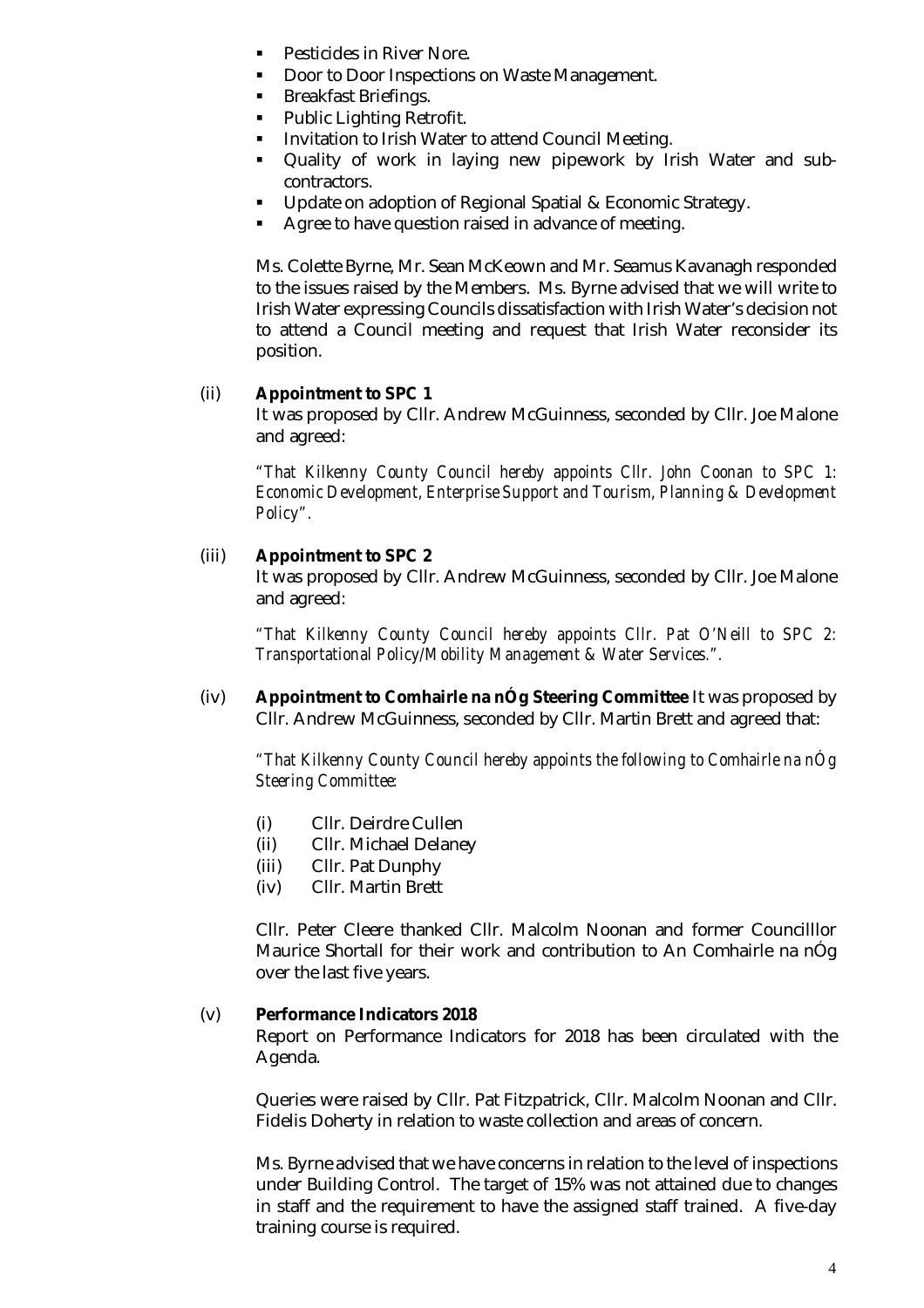- Pesticides in River Nore.
- Door to Door Inspections on Waste Management.
- Breakfast Briefings.
- Public Lighting Retrofit.
- Invitation to Irish Water to attend Council Meeting.
- Quality of work in laying new pipework by Irish Water and sub-contractors.
- Update on adoption of Regional Spatial & Economic Strategy.
- Agree to have question raised in advance of meeting.

Ms. Colette Byrne, Mr. Sean McKeown and Mr. Seamus Kavanagh responded to the issues raised by the Members. Ms. Byrne advised that we will write to Irish Water expressing Councils dissatisfaction with Irish Water's decision not to attend a Council meeting and request that Irish Water reconsider its position.

(ii) **Appointment to SPC 1**

It was proposed by Cllr. Andrew McGuinness, seconded by Cllr. Joe Malone and agreed:

*"That Kilkenny County Council hereby appoints Cllr. John Coonan to SPC 1: Economic Development, Enterprise Support and Tourism, Planning & Development Policy".*

(iii) **Appointment to SPC 2**

It was proposed by Cllr. Andrew McGuinness, seconded by Cllr. Joe Malone and agreed:

*"That Kilkenny County Council hereby appoints Cllr. Pat O'Neill to SPC 2: Transportational Policy/Mobility Management & Water Services.".*

(iv) **Appointment to Comhairle na nÓg Steering Committee** It was proposed by Cllr. Andrew McGuinness, seconded by Cllr. Martin Brett and agreed that:

*"That Kilkenny County Council hereby appoints the following to Comhairle na nÓg Steering Committee:*

(i) Cllr. Deirdre Cullen
(ii) Cllr. Michael Delaney
(iii) Cllr. Pat Dunphy
(iv) Cllr. Martin Brett

Cllr. Peter Cleere thanked Cllr. Malcolm Noonan and former Councilllor Maurice Shortall for their work and contribution to An Comhairle na nÓg over the last five years.

(v) **Performance Indicators 2018**

Report on Performance Indicators for 2018 has been circulated with the Agenda.

Queries were raised by Cllr. Pat Fitzpatrick, Cllr. Malcolm Noonan and Cllr. Fidelis Doherty in relation to waste collection and areas of concern.

Ms. Byrne advised that we have concerns in relation to the level of inspections under Building Control. The target of 15% was not attained due to changes in staff and the requirement to have the assigned staff trained. A five-day training course is required.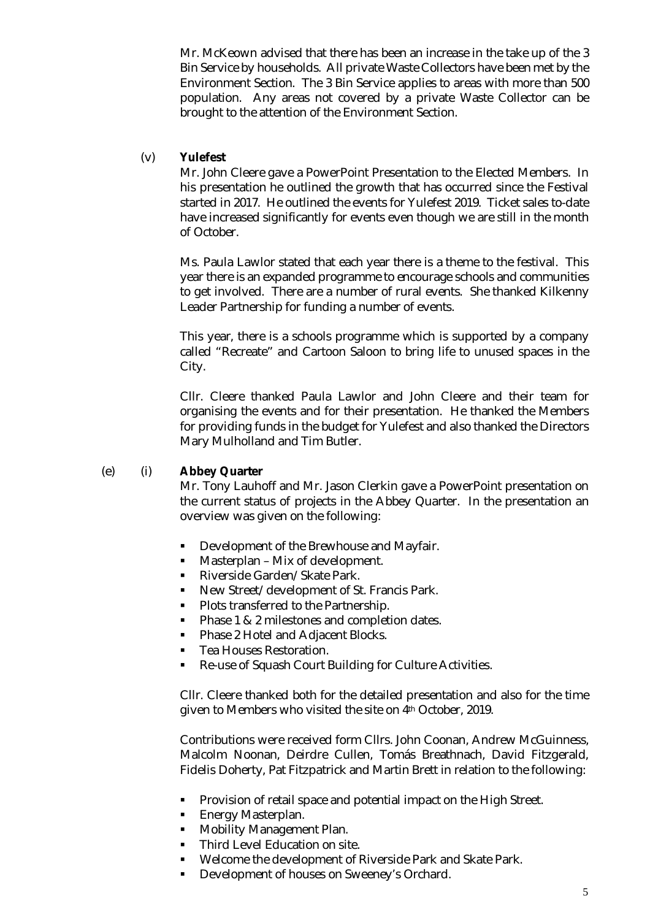Mr. McKeown advised that there has been an increase in the take up of the 3 Bin Service by households. All private Waste Collectors have been met by the Environment Section. The 3 Bin Service applies to areas with more than 500 population. Any areas not covered by a private Waste Collector can be brought to the attention of the Environment Section.

(v) **Yulefest**

Mr. John Cleere gave a PowerPoint Presentation to the Elected Members. In his presentation he outlined the growth that has occurred since the Festival started in 2017. He outlined the events for Yulefest 2019. Ticket sales to-date have increased significantly for events even though we are still in the month of October.

Ms. Paula Lawlor stated that each year there is a theme to the festival. This year there is an expanded programme to encourage schools and communities to get involved. There are a number of rural events. She thanked Kilkenny Leader Partnership for funding a number of events.

This year, there is a schools programme which is supported by a company called "Recreate" and Cartoon Saloon to bring life to unused spaces in the City.

Cllr. Cleere thanked Paula Lawlor and John Cleere and their team for organising the events and for their presentation. He thanked the Members for providing funds in the budget for Yulefest and also thanked the Directors Mary Mulholland and Tim Butler.

(e) (i) **Abbey Quarter**

Mr. Tony Lauhoff and Mr. Jason Clerkin gave a PowerPoint presentation on the current status of projects in the Abbey Quarter. In the presentation an overview was given on the following:

- Development of the Brewhouse and Mayfair.
- Masterplan – Mix of development.
- Riverside Garden/ Skate Park.
- New Street/ development of St. Francis Park.
- Plots transferred to the Partnership.
- Phase 1 & 2 milestones and completion dates.
- Phase 2 Hotel and Adjacent Blocks.
- Tea Houses Restoration.
- Re-use of Squash Court Building for Culture Activities.

Cllr. Cleere thanked both for the detailed presentation and also for the time given to Members who visited the site on 4th October, 2019.

Contributions were received form Cllrs. John Coonan, Andrew McGuinness, Malcolm Noonan, Deirdre Cullen, Tomás Breathnach, David Fitzgerald, Fidelis Doherty, Pat Fitzpatrick and Martin Brett in relation to the following:

- Provision of retail space and potential impact on the High Street.
- Energy Masterplan.
- Mobility Management Plan.
- Third Level Education on site.
- Welcome the development of Riverside Park and Skate Park.
- Development of houses on Sweeney's Orchard.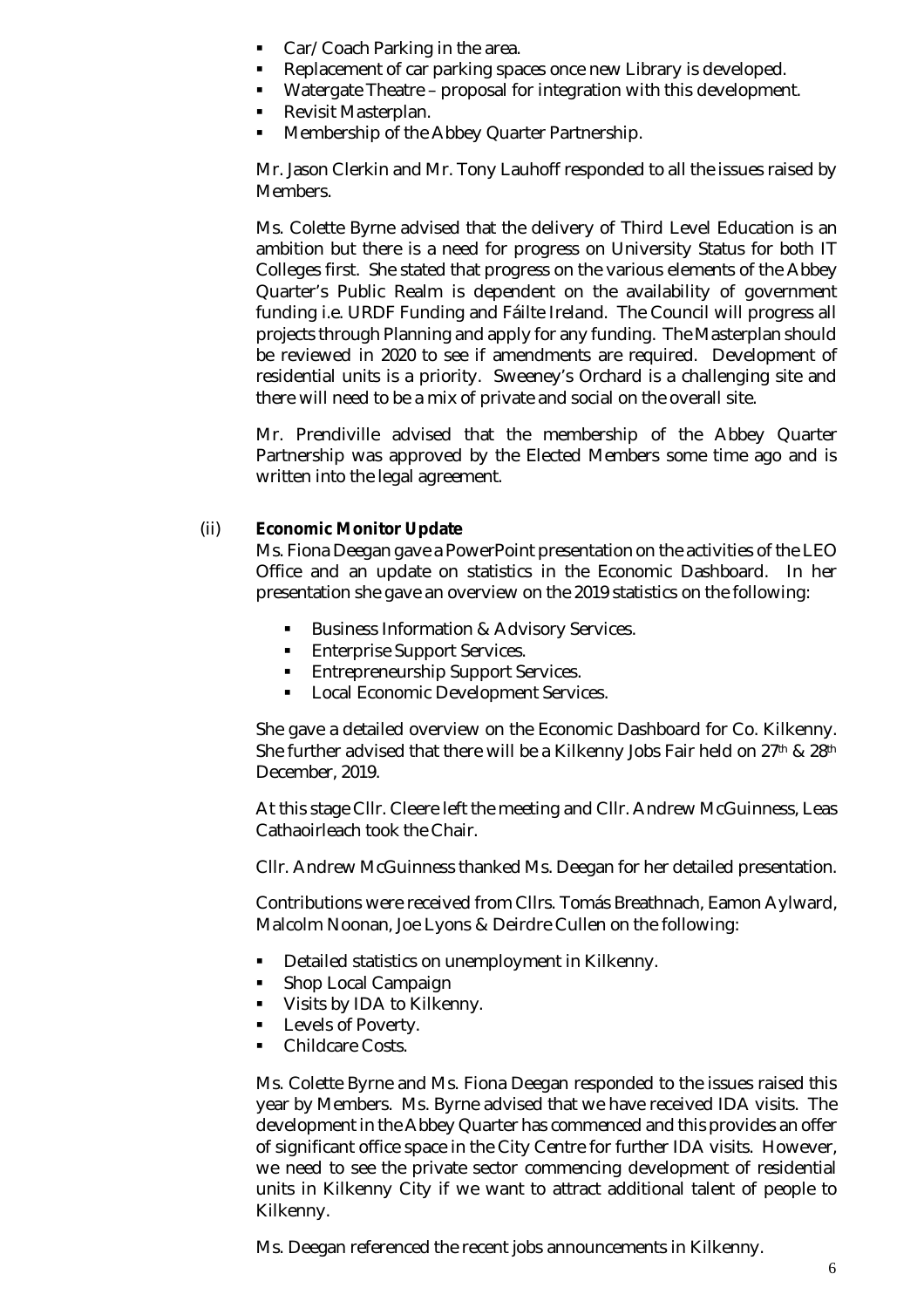- Car/Coach Parking in the area.
- Replacement of car parking spaces once new Library is developed.
- Watergate Theatre – proposal for integration with this development.
- Revisit Masterplan.
- Membership of the Abbey Quarter Partnership.

Mr. Jason Clerkin and Mr. Tony Lauhoff responded to all the issues raised by Members.

Ms. Colette Byrne advised that the delivery of Third Level Education is an ambition but there is a need for progress on University Status for both IT Colleges first. She stated that progress on the various elements of the Abbey Quarter's Public Realm is dependent on the availability of government funding i.e. URDF Funding and Fáilte Ireland. The Council will progress all projects through Planning and apply for any funding. The Masterplan should be reviewed in 2020 to see if amendments are required. Development of residential units is a priority. Sweeney's Orchard is a challenging site and there will need to be a mix of private and social on the overall site.

Mr. Prendiville advised that the membership of the Abbey Quarter Partnership was approved by the Elected Members some time ago and is written into the legal agreement.

(ii) **Economic Monitor Update**

Ms. Fiona Deegan gave a PowerPoint presentation on the activities of the LEO Office and an update on statistics in the Economic Dashboard. In her presentation she gave an overview on the 2019 statistics on the following:

- Business Information & Advisory Services.
- Enterprise Support Services.
- Entrepreneurship Support Services.
- Local Economic Development Services.

She gave a detailed overview on the Economic Dashboard for Co. Kilkenny. She further advised that there will be a Kilkenny Jobs Fair held on 27th & 28th December, 2019.

At this stage Cllr. Cleere left the meeting and Cllr. Andrew McGuinness, Leas Cathaoirleach took the Chair.

Cllr. Andrew McGuinness thanked Ms. Deegan for her detailed presentation.

Contributions were received from Cllrs. Tomás Breathnach, Eamon Aylward, Malcolm Noonan, Joe Lyons & Deirdre Cullen on the following:

- Detailed statistics on unemployment in Kilkenny.
- Shop Local Campaign
- Visits by IDA to Kilkenny.
- Levels of Poverty.
- Childcare Costs.

Ms. Colette Byrne and Ms. Fiona Deegan responded to the issues raised this year by Members. Ms. Byrne advised that we have received IDA visits. The development in the Abbey Quarter has commenced and this provides an offer of significant office space in the City Centre for further IDA visits. However, we need to see the private sector commencing development of residential units in Kilkenny City if we want to attract additional talent of people to Kilkenny.

Ms. Deegan referenced the recent jobs announcements in Kilkenny.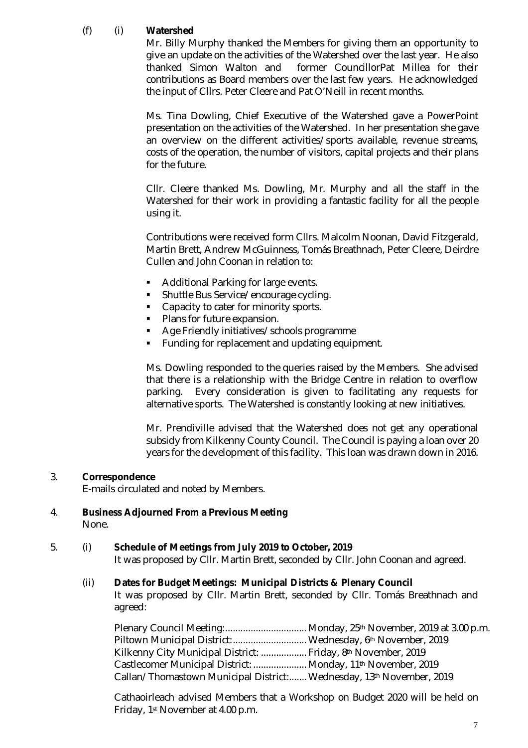(f) (i) **Watershed**

Mr. Billy Murphy thanked the Members for giving them an opportunity to give an update on the activities of the Watershed over the last year. He also thanked Simon Walton and former CouncillorPat Millea for their contributions as Board members over the last few years. He acknowledged the input of Cllrs. Peter Cleere and Pat O'Neill in recent months.

Ms. Tina Dowling, Chief Executive of the Watershed gave a PowerPoint presentation on the activities of the Watershed. In her presentation she gave an overview on the different activities/sports available, revenue streams, costs of the operation, the number of visitors, capital projects and their plans for the future.

Cllr. Cleere thanked Ms. Dowling, Mr. Murphy and all the staff in the Watershed for their work in providing a fantastic facility for all the people using it.

Contributions were received form Cllrs. Malcolm Noonan, David Fitzgerald, Martin Brett, Andrew McGuinness, Tomás Breathnach, Peter Cleere, Deirdre Cullen and John Coonan in relation to:

- Additional Parking for large events.
- Shuttle Bus Service/encourage cycling.
- Capacity to cater for minority sports.
- Plans for future expansion.
- Age Friendly initiatives/schools programme
- Funding for replacement and updating equipment.

Ms. Dowling responded to the queries raised by the Members. She advised that there is a relationship with the Bridge Centre in relation to overflow parking. Every consideration is given to facilitating any requests for alternative sports. The Watershed is constantly looking at new initiatives.

Mr. Prendiville advised that the Watershed does not get any operational subsidy from Kilkenny County Council. The Council is paying a loan over 20 years for the development of this facility. This loan was drawn down in 2016.

3. **Correspondence**

E-mails circulated and noted by Members.

4. **Business Adjourned From a Previous Meeting**

None.

5. (i) **Schedule of Meetings from July 2019 to October, 2019**

It was proposed by Cllr. Martin Brett, seconded by Cllr. John Coonan and agreed.

(ii) **Dates for Budget Meetings: Municipal Districts & Plenary Council**

It was proposed by Cllr. Martin Brett, seconded by Cllr. Tomás Breathnach and agreed:

Plenary Council Meeting:................................Monday, 25th November, 2019 at 3.00 p.m.
Piltown Municipal District:............................Wednesday, 6th November, 2019
Kilkenny City Municipal District: ..................Friday, 8th November, 2019
Castlecomer Municipal District: .....................Monday, 11th November, 2019
Callan/Thomastown Municipal District:.......Wednesday, 13th November, 2019

Cathaoirleach advised Members that a Workshop on Budget 2020 will be held on Friday, 1st November at 4.00 p.m.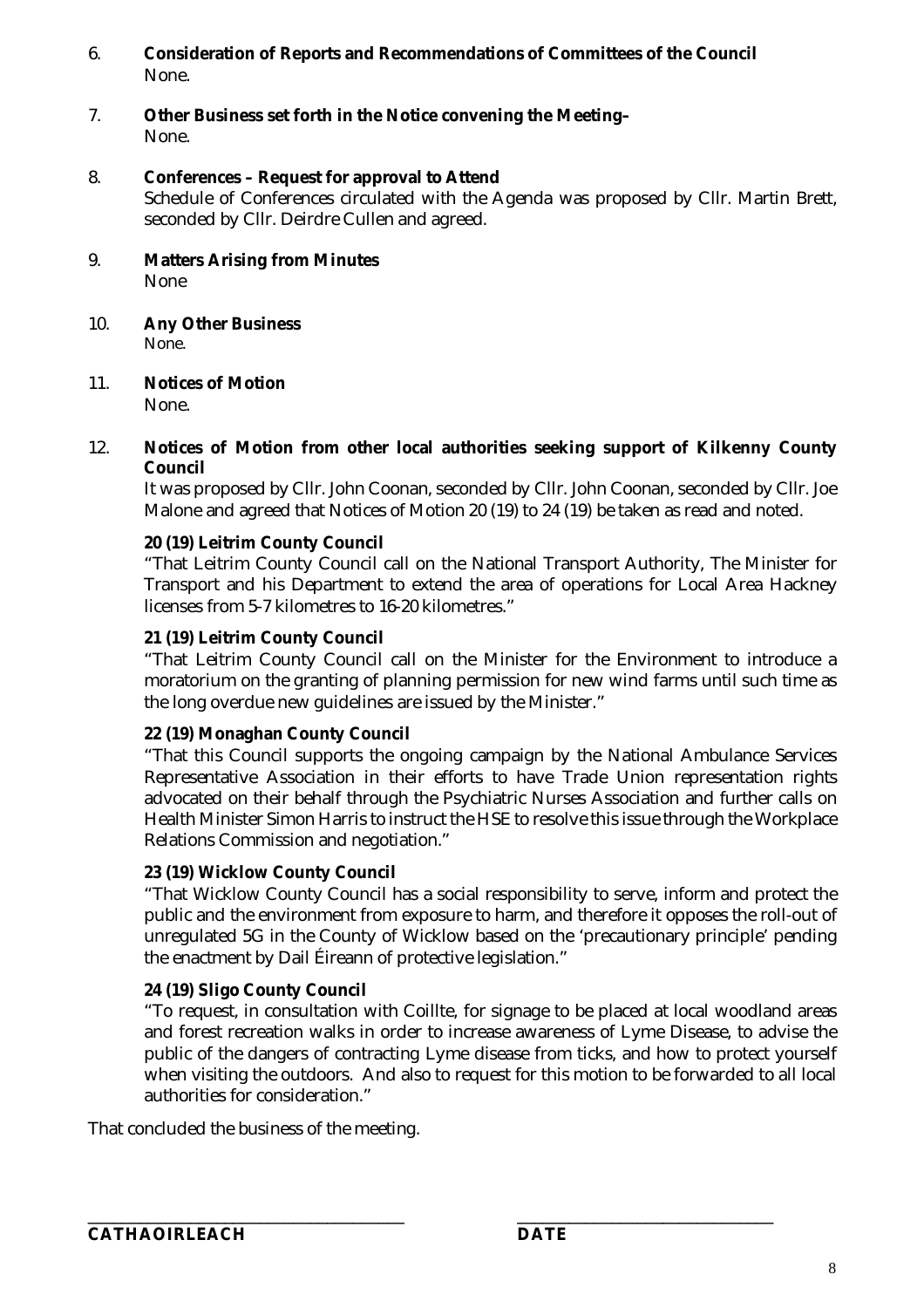6. **Consideration of Reports and Recommendations of Committees of the Council**
   None.

7. **Other Business set forth in the Notice convening the Meeting–**
   None.

8. **Conferences – Request for approval to Attend**
   Schedule of Conferences circulated with the Agenda was proposed by Cllr. Martin Brett, seconded by Cllr. Deirdre Cullen and agreed.

9. **Matters Arising from Minutes**
   None

10. **Any Other Business**
    None.

11. **Notices of Motion**
    None.

12. **Notices of Motion from other local authorities seeking support of Kilkenny County Council**
    It was proposed by Cllr. John Coonan, seconded by Cllr. John Coonan, seconded by Cllr. Joe Malone and agreed that Notices of Motion 20 (19) to 24 (19) be taken as read and noted.

    **20 (19) Leitrim County Council**
    "That Leitrim County Council call on the National Transport Authority, The Minister for Transport and his Department to extend the area of operations for Local Area Hackney licenses from 5-7 kilometres to 16-20 kilometres."

    **21 (19) Leitrim County Council**
    "That Leitrim County Council call on the Minister for the Environment to introduce a moratorium on the granting of planning permission for new wind farms until such time as the long overdue new guidelines are issued by the Minister."

    **22 (19) Monaghan County Council**
    "That this Council supports the ongoing campaign by the National Ambulance Services Representative Association in their efforts to have Trade Union representation rights advocated on their behalf through the Psychiatric Nurses Association and further calls on Health Minister Simon Harris to instruct the HSE to resolve this issue through the Workplace Relations Commission and negotiation."

    **23 (19) Wicklow County Council**
    "That Wicklow County Council has a social responsibility to serve, inform and protect the public and the environment from exposure to harm, and therefore it opposes the roll-out of unregulated 5G in the County of Wicklow based on the 'precautionary principle' pending the enactment by Dail Éireann of protective legislation."

    **24 (19) Sligo County Council**
    "To request, in consultation with Coillte, for signage to be placed at local woodland areas and forest recreation walks in order to increase awareness of Lyme Disease, to advise the public of the dangers of contracting Lyme disease from ticks, and how to protect yourself when visiting the outdoors. And also to request for this motion to be forwarded to all local authorities for consideration."

That concluded the business of the meeting.

\_\_\_\_\_\_\_\_\_\_\_\_\_\_\_\_\_\_\_\_\_\_\_\_\_\_\_\_\_\_ \_\_\_\_\_\_\_\_\_\_\_\_\_\_\_\_\_\_\_\_\_\_\_\_\_\_

**CATHAOIRLEACH** **DATE**